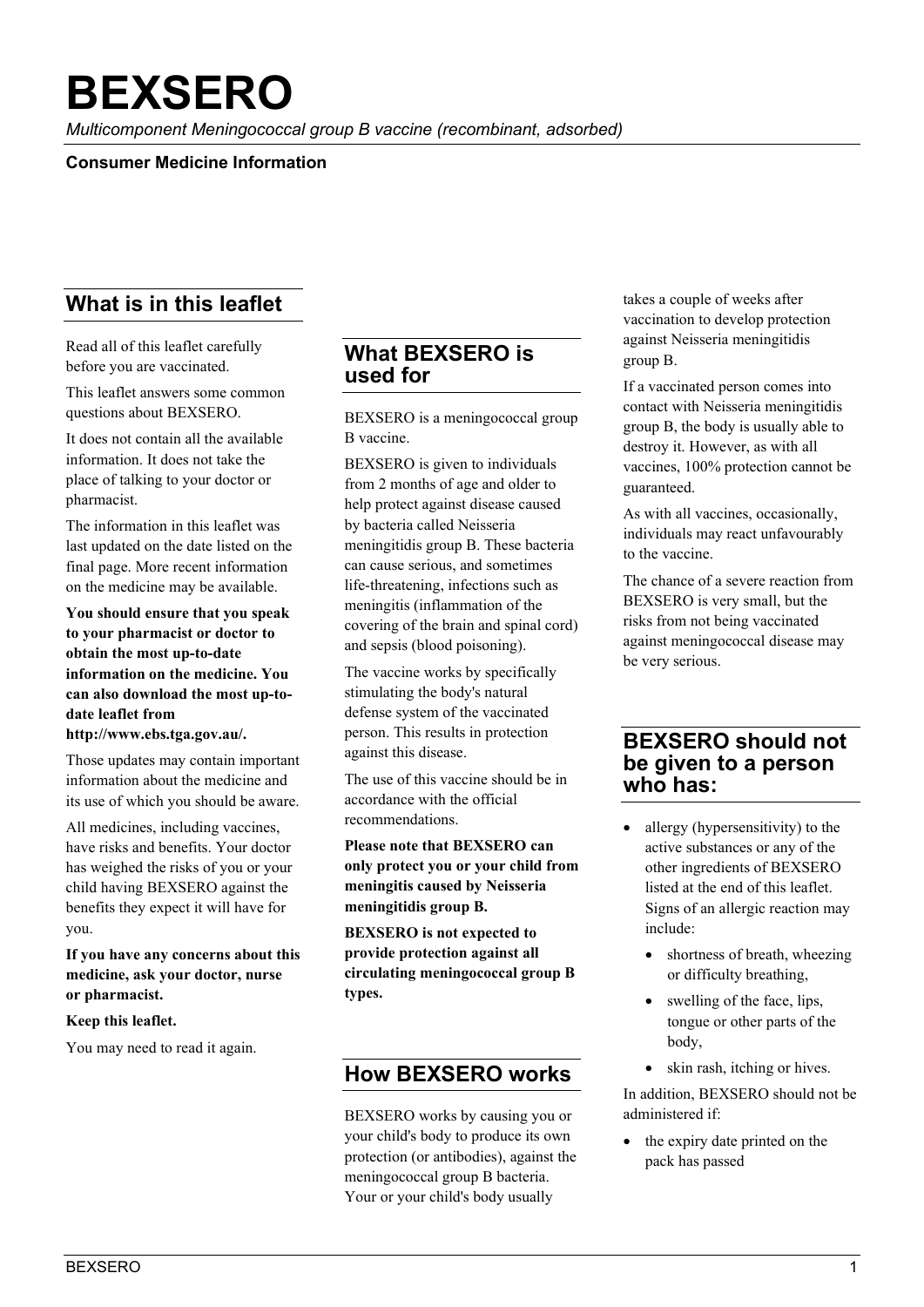# BEXSERO

*Multicomponent Meningococcal group B vaccine (recombinant, adsorbed)*

**Consumer Medicine Information**

## What is in this leaflet

Read all of this leaflet carefully before you are vaccinated.

This leaflet answers some common questions about BEXSERO.

It does not contain all the available information. It does not take the place of talking to your doctor or pharmacist.

The information in this leaflet was last updated on the date listed on the final page. More recent information on the medicine may be available.

**You should ensure that you speak to your pharmacist or doctor to obtain the most up-to-date information on the medicine. You can also download the most up-to-date leaflet from http://www.ebs.tga.gov.au/.**

Those updates may contain important information about the medicine and its use of which you should be aware.

All medicines, including vaccines, have risks and benefits. Your doctor has weighed the risks of you or your child having BEXSERO against the benefits they expect it will have for you.

**If you have any concerns about this medicine, ask your doctor, nurse or pharmacist.**

**Keep this leaflet.**

You may need to read it again.

## What BEXSERO is used for

BEXSERO is a meningococcal group B vaccine.

BEXSERO is given to individuals from 2 months of age and older to help protect against disease caused by bacteria called Neisseria meningitidis group B. These bacteria can cause serious, and sometimes life-threatening, infections such as meningitis (inflammation of the covering of the brain and spinal cord) and sepsis (blood poisoning).

The vaccine works by specifically stimulating the body's natural defense system of the vaccinated person. This results in protection against this disease.

The use of this vaccine should be in accordance with the official recommendations.

**Please note that BEXSERO can only protect you or your child from meningitis caused by Neisseria meningitidis group B.**

**BEXSERO is not expected to provide protection against all circulating meningococcal group B types.**

## How BEXSERO works

BEXSERO works by causing you or your child's body to produce its own protection (or antibodies), against the meningococcal group B bacteria. Your or your child's body usually takes a couple of weeks after vaccination to develop protection against Neisseria meningitidis group B.

If a vaccinated person comes into contact with Neisseria meningitidis group B, the body is usually able to destroy it. However, as with all vaccines, 100% protection cannot be guaranteed.

As with all vaccines, occasionally, individuals may react unfavourably to the vaccine.

The chance of a severe reaction from BEXSERO is very small, but the risks from not being vaccinated against meningococcal disease may be very serious.

## BEXSERO should not be given to a person who has:

- allergy (hypersensitivity) to the active substances or any of the other ingredients of BEXSERO listed at the end of this leaflet. Signs of an allergic reaction may include:
  - shortness of breath, wheezing or difficulty breathing,
  - swelling of the face, lips, tongue or other parts of the body,
  - skin rash, itching or hives.

In addition, BEXSERO should not be administered if:

- the expiry date printed on the pack has passed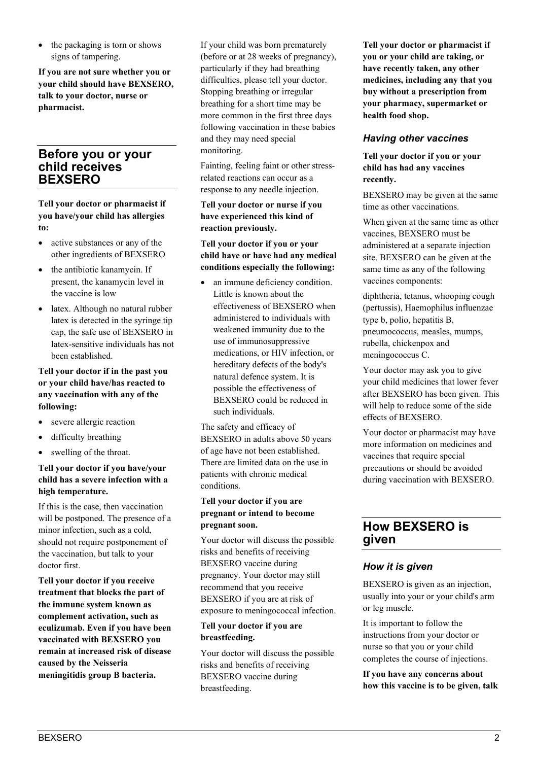- the packaging is torn or shows signs of tampering.

**If you are not sure whether you or your child should have BEXSERO, talk to your doctor, nurse or pharmacist.**

## Before you or your child receives BEXSERO

**Tell your doctor or pharmacist if you have/your child has allergies to:**

- active substances or any of the other ingredients of BEXSERO
- the antibiotic kanamycin. If present, the kanamycin level in the vaccine is low
- latex. Although no natural rubber latex is detected in the syringe tip cap, the safe use of BEXSERO in latex-sensitive individuals has not been established.

**Tell your doctor if in the past you or your child have/has reacted to any vaccination with any of the following:**

- severe allergic reaction
- difficulty breathing
- swelling of the throat.

**Tell your doctor if you have/your child has a severe infection with a high temperature.**

If this is the case, then vaccination will be postponed. The presence of a minor infection, such as a cold, should not require postponement of the vaccination, but talk to your doctor first.

**Tell your doctor if you receive treatment that blocks the part of the immune system known as complement activation, such as eculizumab. Even if you have been vaccinated with BEXSERO you remain at increased risk of disease caused by the Neisseria meningitidis group B bacteria.**

If your child was born prematurely (before or at 28 weeks of pregnancy), particularly if they had breathing difficulties, please tell your doctor. Stopping breathing or irregular breathing for a short time may be more common in the first three days following vaccination in these babies and they may need special monitoring.

Fainting, feeling faint or other stress-related reactions can occur as a response to any needle injection.

**Tell your doctor or nurse if you have experienced this kind of reaction previously.**

**Tell your doctor if you or your child have or have had any medical conditions especially the following:**

- an immune deficiency condition. Little is known about the effectiveness of BEXSERO when administered to individuals with weakened immunity due to the use of immunosuppressive medications, or HIV infection, or hereditary defects of the body's natural defence system. It is possible the effectiveness of BEXSERO could be reduced in such individuals.

The safety and efficacy of BEXSERO in adults above 50 years of age have not been established. There are limited data on the use in patients with chronic medical conditions.

**Tell your doctor if you are pregnant or intend to become pregnant soon.**

Your doctor will discuss the possible risks and benefits of receiving BEXSERO vaccine during pregnancy. Your doctor may still recommend that you receive BEXSERO if you are at risk of exposure to meningococcal infection.

**Tell your doctor if you are breastfeeding.**

Your doctor will discuss the possible risks and benefits of receiving BEXSERO vaccine during breastfeeding.

**Tell your doctor or pharmacist if you or your child are taking, or have recently taken, any other medicines, including any that you buy without a prescription from your pharmacy, supermarket or health food shop.**

### *Having other vaccines*

**Tell your doctor if you or your child has had any vaccines recently.**

BEXSERO may be given at the same time as other vaccinations.

When given at the same time as other vaccines, BEXSERO must be administered at a separate injection site. BEXSERO can be given at the same time as any of the following vaccines components:

diphtheria, tetanus, whooping cough (pertussis), Haemophilus influenzae type b, polio, hepatitis B, pneumococcus, measles, mumps, rubella, chickenpox and meningococcus C.

Your doctor may ask you to give your child medicines that lower fever after BEXSERO has been given. This will help to reduce some of the side effects of BEXSERO.

Your doctor or pharmacist may have more information on medicines and vaccines that require special precautions or should be avoided during vaccination with BEXSERO.

## How BEXSERO is given

### *How it is given*

BEXSERO is given as an injection, usually into your or your child's arm or leg muscle.

It is important to follow the instructions from your doctor or nurse so that you or your child completes the course of injections.

**If you have any concerns about how this vaccine is to be given, talk**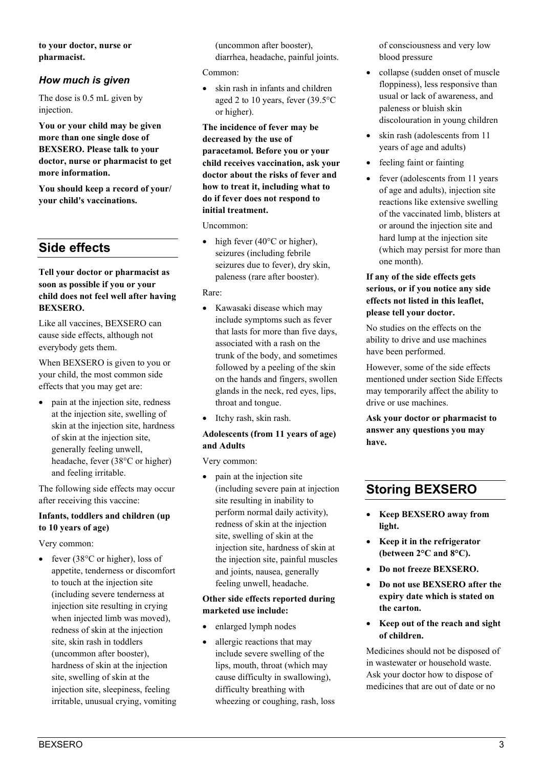**to your doctor, nurse or pharmacist.**

### *How much is given*

The dose is 0.5 mL given by injection.

**You or your child may be given more than one single dose of BEXSERO. Please talk to your doctor, nurse or pharmacist to get more information.**

**You should keep a record of your/ your child's vaccinations.**

## Side effects

**Tell your doctor or pharmacist as soon as possible if you or your child does not feel well after having BEXSERO.**

Like all vaccines, BEXSERO can cause side effects, although not everybody gets them.

When BEXSERO is given to you or your child, the most common side effects that you may get are:

- pain at the injection site, redness at the injection site, swelling of skin at the injection site, hardness of skin at the injection site, generally feeling unwell, headache, fever (38°C or higher) and feeling irritable.

The following side effects may occur after receiving this vaccine:

**Infants, toddlers and children (up to 10 years of age)**

Very common:

- fever (38°C or higher), loss of appetite, tenderness or discomfort to touch at the injection site (including severe tenderness at injection site resulting in crying when injected limb was moved), redness of skin at the injection site, skin rash in toddlers (uncommon after booster), hardness of skin at the injection site, swelling of skin at the injection site, sleepiness, feeling irritable, unusual crying, vomiting (uncommon after booster), diarrhea, headache, painful joints.

Common:

- skin rash in infants and children aged 2 to 10 years, fever (39.5°C or higher).

**The incidence of fever may be decreased by the use of paracetamol. Before you or your child receives vaccination, ask your doctor about the risks of fever and how to treat it, including what to do if fever does not respond to initial treatment.**

Uncommon:

- high fever (40°C or higher), seizures (including febrile seizures due to fever), dry skin, paleness (rare after booster).

Rare:

- Kawasaki disease which may include symptoms such as fever that lasts for more than five days, associated with a rash on the trunk of the body, and sometimes followed by a peeling of the skin on the hands and fingers, swollen glands in the neck, red eyes, lips, throat and tongue.
- Itchy rash, skin rash.

**Adolescents (from 11 years of age) and Adults**

Very common:

- pain at the injection site (including severe pain at injection site resulting in inability to perform normal daily activity), redness of skin at the injection site, swelling of skin at the injection site, hardness of skin at the injection site, painful muscles and joints, nausea, generally feeling unwell, headache.

**Other side effects reported during marketed use include:**

- enlarged lymph nodes
- allergic reactions that may include severe swelling of the lips, mouth, throat (which may cause difficulty in swallowing), difficulty breathing with wheezing or coughing, rash, loss of consciousness and very low blood pressure
- collapse (sudden onset of muscle floppiness), less responsive than usual or lack of awareness, and paleness or bluish skin discolouration in young children
- skin rash (adolescents from 11 years of age and adults)
- feeling faint or fainting
- fever (adolescents from 11 years of age and adults), injection site reactions like extensive swelling of the vaccinated limb, blisters at or around the injection site and hard lump at the injection site (which may persist for more than one month).

**If any of the side effects gets serious, or if you notice any side effects not listed in this leaflet, please tell your doctor.**

No studies on the effects on the ability to drive and use machines have been performed.

However, some of the side effects mentioned under section Side Effects may temporarily affect the ability to drive or use machines.

**Ask your doctor or pharmacist to answer any questions you may have.**

## Storing BEXSERO

- **Keep BEXSERO away from light.**
- **Keep it in the refrigerator (between 2°C and 8°C).**
- **Do not freeze BEXSERO.**
- **Do not use BEXSERO after the expiry date which is stated on the carton.**
- **Keep out of the reach and sight of children.**

Medicines should not be disposed of in wastewater or household waste. Ask your doctor how to dispose of medicines that are out of date or no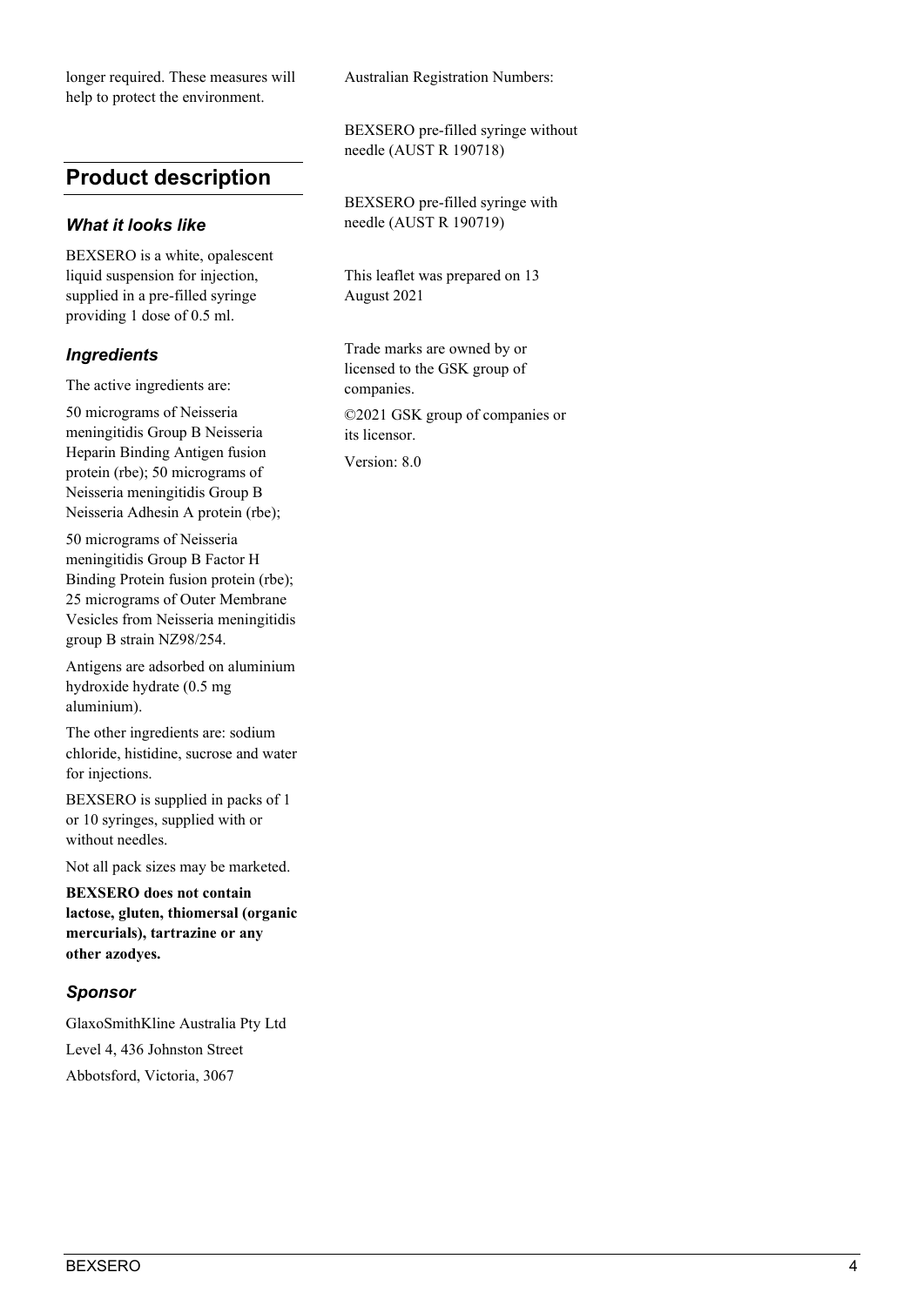longer required. These measures will help to protect the environment.

## Product description

### *What it looks like*

BEXSERO is a white, opalescent liquid suspension for injection, supplied in a pre-filled syringe providing 1 dose of 0.5 ml.

### *Ingredients*

The active ingredients are:

50 micrograms of Neisseria meningitidis Group B Neisseria Heparin Binding Antigen fusion protein (rbe); 50 micrograms of Neisseria meningitidis Group B Neisseria Adhesin A protein (rbe);

50 micrograms of Neisseria meningitidis Group B Factor H Binding Protein fusion protein (rbe); 25 micrograms of Outer Membrane Vesicles from Neisseria meningitidis group B strain NZ98/254.

Antigens are adsorbed on aluminium hydroxide hydrate (0.5 mg aluminium).

The other ingredients are: sodium chloride, histidine, sucrose and water for injections.

BEXSERO is supplied in packs of 1 or 10 syringes, supplied with or without needles.

Not all pack sizes may be marketed.

**BEXSERO does not contain lactose, gluten, thiomersal (organic mercurials), tartrazine or any other azodyes.**

### *Sponsor*

GlaxoSmithKline Australia Pty Ltd

Level 4, 436 Johnston Street

Abbotsford, Victoria, 3067

Australian Registration Numbers:

BEXSERO pre-filled syringe without needle (AUST R 190718)

BEXSERO pre-filled syringe with needle (AUST R 190719)

This leaflet was prepared on 13 August 2021

Trade marks are owned by or licensed to the GSK group of companies.

©2021 GSK group of companies or its licensor.

Version: 8.0